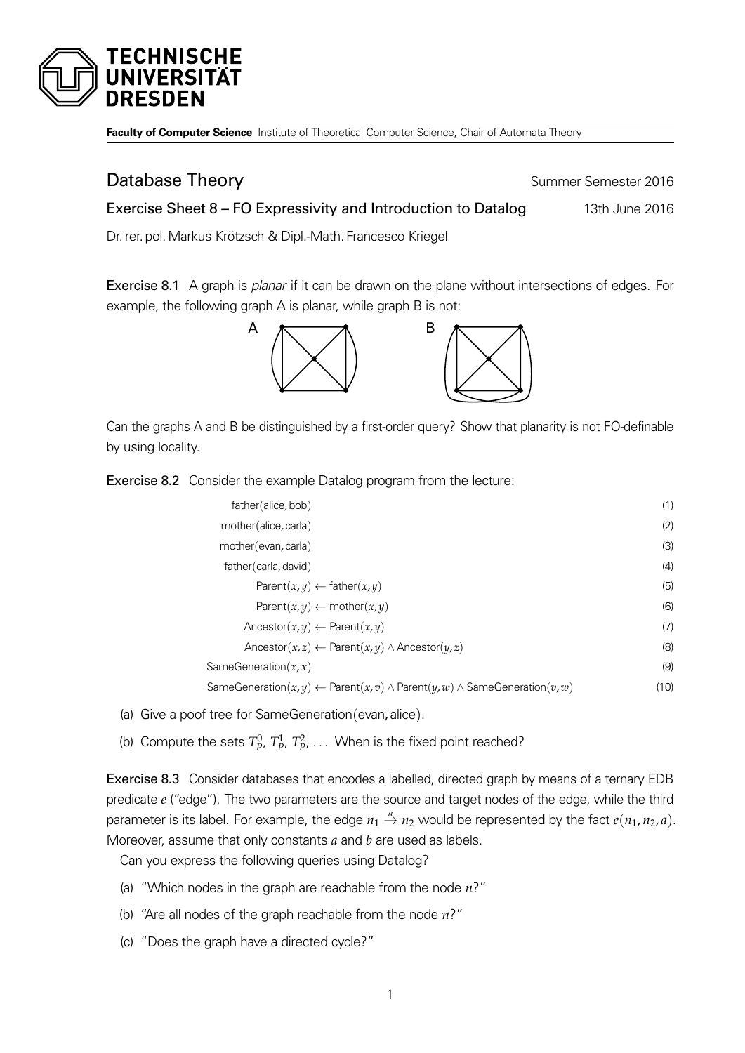**Faculty of Computer Science** Institute of Theoretical Computer Science, Chair of Automata Theory

# Database Theory

Summer Semester 2016

## Exercise Sheet 8 – FO Expressivity and Introduction to Datalog

13th June 2016

Dr. rer. pol. Markus Krötzsch & Dipl.-Math. Francesco Kriegel

**Exercise 8.1** A graph is *planar* if it can be drawn on the plane without intersections of edges. For example, the following graph A is planar, while graph B is not:

Can the graphs A and B be distinguished by a first-order query? Show that planarity is not FO-definable by using locality.

**Exercise 8.2** Consider the example Datalog program from the lecture:

$$\text{father}(\text{alice}, \text{bob}) \tag{1}$$

$$\text{mother}(\text{alice}, \text{carla}) \tag{2}$$

$$\text{mother}(\text{evan}, \text{carla}) \tag{3}$$

$$\text{father}(\text{carla}, \text{david}) \tag{4}$$

$$\text{Parent}(x, y) \leftarrow \text{father}(x, y) \tag{5}$$

$$\text{Parent}(x, y) \leftarrow \text{mother}(x, y) \tag{6}$$

$$\text{Ancestor}(x, y) \leftarrow \text{Parent}(x, y) \tag{7}$$

$$\text{Ancestor}(x, z) \leftarrow \text{Parent}(x, y) \wedge \text{Ancestor}(y, z) \tag{8}$$

$$\text{SameGeneration}(x, x) \tag{9}$$

$$\text{SameGeneration}(x, y) \leftarrow \text{Parent}(x, v) \wedge \text{Parent}(y, w) \wedge \text{SameGeneration}(v, w) \tag{10}$$

(a) Give a poof tree for SameGeneration(evan, alice).

(b) Compute the sets $T_P^0$, $T_P^1$, $T_P^2$, ... When is the fixed point reached?

**Exercise 8.3** Consider databases that encodes a labelled, directed graph by means of a ternary EDB predicate $e$ ("edge"). The two parameters are the source and target nodes of the edge, while the third parameter is its label. For example, the edge $n_1 \xrightarrow{a} n_2$ would be represented by the fact $e(n_1, n_2, a)$. Moreover, assume that only constants $a$ and $b$ are used as labels.

Can you express the following queries using Datalog?

(a) "Which nodes in the graph are reachable from the node $n$?"

(b) "Are all nodes of the graph reachable from the node $n$?"

(c) "Does the graph have a directed cycle?"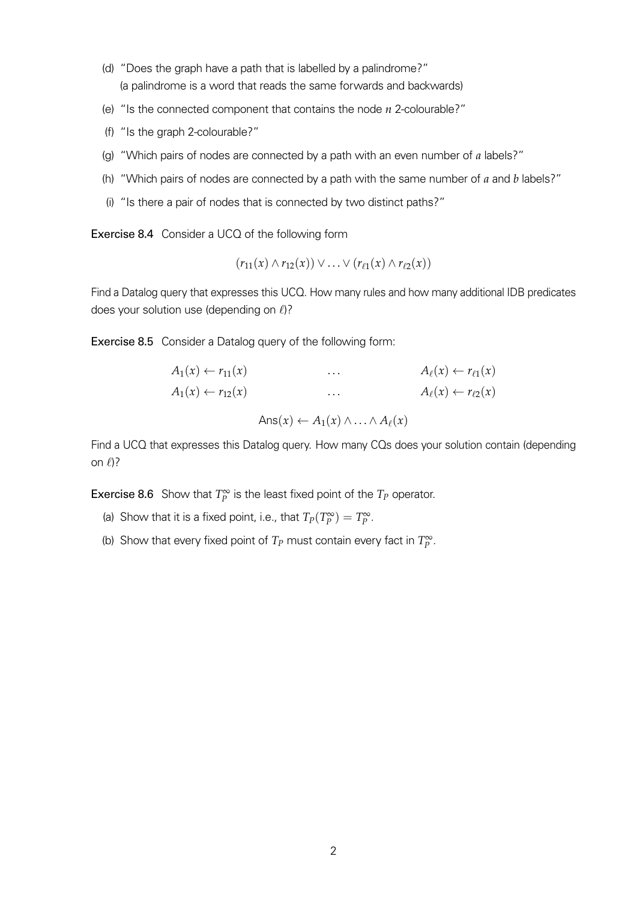(d) "Does the graph have a path that is labelled by a palindrome?"
(a palindrome is a word that reads the same forwards and backwards)

(e) "Is the connected component that contains the node $n$ 2-colourable?"

(f) "Is the graph 2-colourable?"

(g) "Which pairs of nodes are connected by a path with an even number of $a$ labels?"

(h) "Which pairs of nodes are connected by a path with the same number of $a$ and $b$ labels?"

(i) "Is there a pair of nodes that is connected by two distinct paths?"

**Exercise 8.4** Consider a UCQ of the following form

$$(r_{11}(x) \wedge r_{12}(x)) \vee \ldots \vee (r_{\ell 1}(x) \wedge r_{\ell 2}(x))$$

Find a Datalog query that expresses this UCQ. How many rules and how many additional IDB predicates does your solution use (depending on $\ell$)?

**Exercise 8.5** Consider a Datalog query of the following form:

$$A_1(x) \leftarrow r_{11}(x) \qquad \ldots \qquad A_\ell(x) \leftarrow r_{\ell 1}(x)$$

$$A_1(x) \leftarrow r_{12}(x) \qquad \ldots \qquad A_\ell(x) \leftarrow r_{\ell 2}(x)$$

$$\mathsf{Ans}(x) \leftarrow A_1(x) \wedge \ldots \wedge A_\ell(x)$$

Find a UCQ that expresses this Datalog query. How many CQs does your solution contain (depending on $\ell$)?

**Exercise 8.6** Show that $T_P^\infty$ is the least fixed point of the $T_P$ operator.

(a) Show that it is a fixed point, i.e., that $T_P(T_P^\infty) = T_P^\infty$.

(b) Show that every fixed point of $T_P$ must contain every fact in $T_P^\infty$.